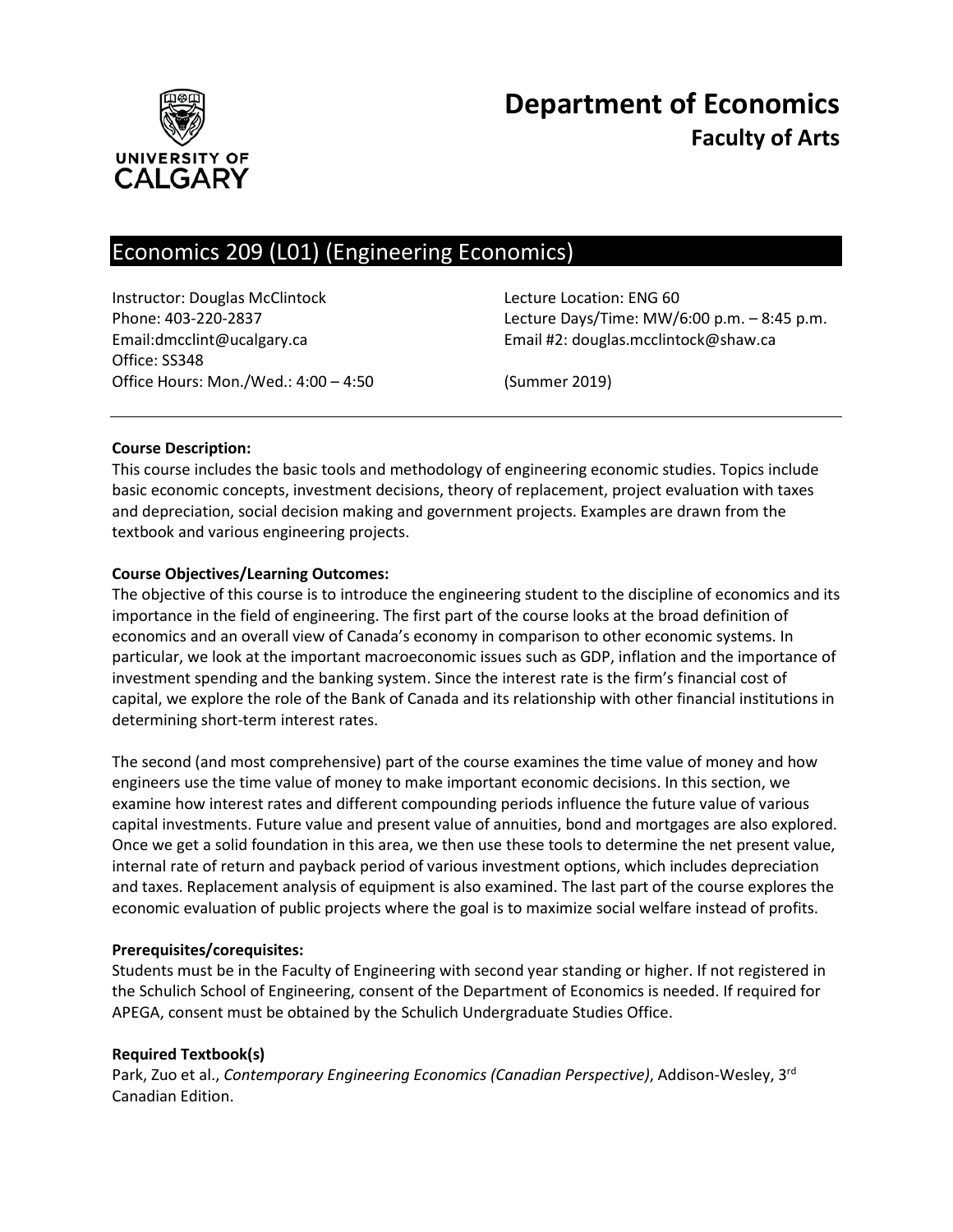# Department of Economics

## Faculty of Arts

## Economics 209 (L01) (Engineering Economics)

Instructor: Douglas McClintock
Phone: 403-220-2837
Email:dmcclint@ucalgary.ca
Office: SS348
Office Hours: Mon./Wed.: 4:00 – 4:50

Lecture Location: ENG 60
Lecture Days/Time: MW/6:00 p.m. – 8:45 p.m.
Email #2: douglas.mcclintock@shaw.ca

(Summer 2019)

---

**Course Description:**

This course includes the basic tools and methodology of engineering economic studies. Topics include basic economic concepts, investment decisions, theory of replacement, project evaluation with taxes and depreciation, social decision making and government projects. Examples are drawn from the textbook and various engineering projects.

**Course Objectives/Learning Outcomes:**

The objective of this course is to introduce the engineering student to the discipline of economics and its importance in the field of engineering. The first part of the course looks at the broad definition of economics and an overall view of Canada's economy in comparison to other economic systems. In particular, we look at the important macroeconomic issues such as GDP, inflation and the importance of investment spending and the banking system. Since the interest rate is the firm's financial cost of capital, we explore the role of the Bank of Canada and its relationship with other financial institutions in determining short-term interest rates.

The second (and most comprehensive) part of the course examines the time value of money and how engineers use the time value of money to make important economic decisions. In this section, we examine how interest rates and different compounding periods influence the future value of various capital investments. Future value and present value of annuities, bond and mortgages are also explored. Once we get a solid foundation in this area, we then use these tools to determine the net present value, internal rate of return and payback period of various investment options, which includes depreciation and taxes. Replacement analysis of equipment is also examined. The last part of the course explores the economic evaluation of public projects where the goal is to maximize social welfare instead of profits.

**Prerequisites/corequisites:**

Students must be in the Faculty of Engineering with second year standing or higher. If not registered in the Schulich School of Engineering, consent of the Department of Economics is needed. If required for APEGA, consent must be obtained by the Schulich Undergraduate Studies Office.

**Required Textbook(s)**

Park, Zuo et al., *Contemporary Engineering Economics (Canadian Perspective)*, Addison-Wesley, 3rd Canadian Edition.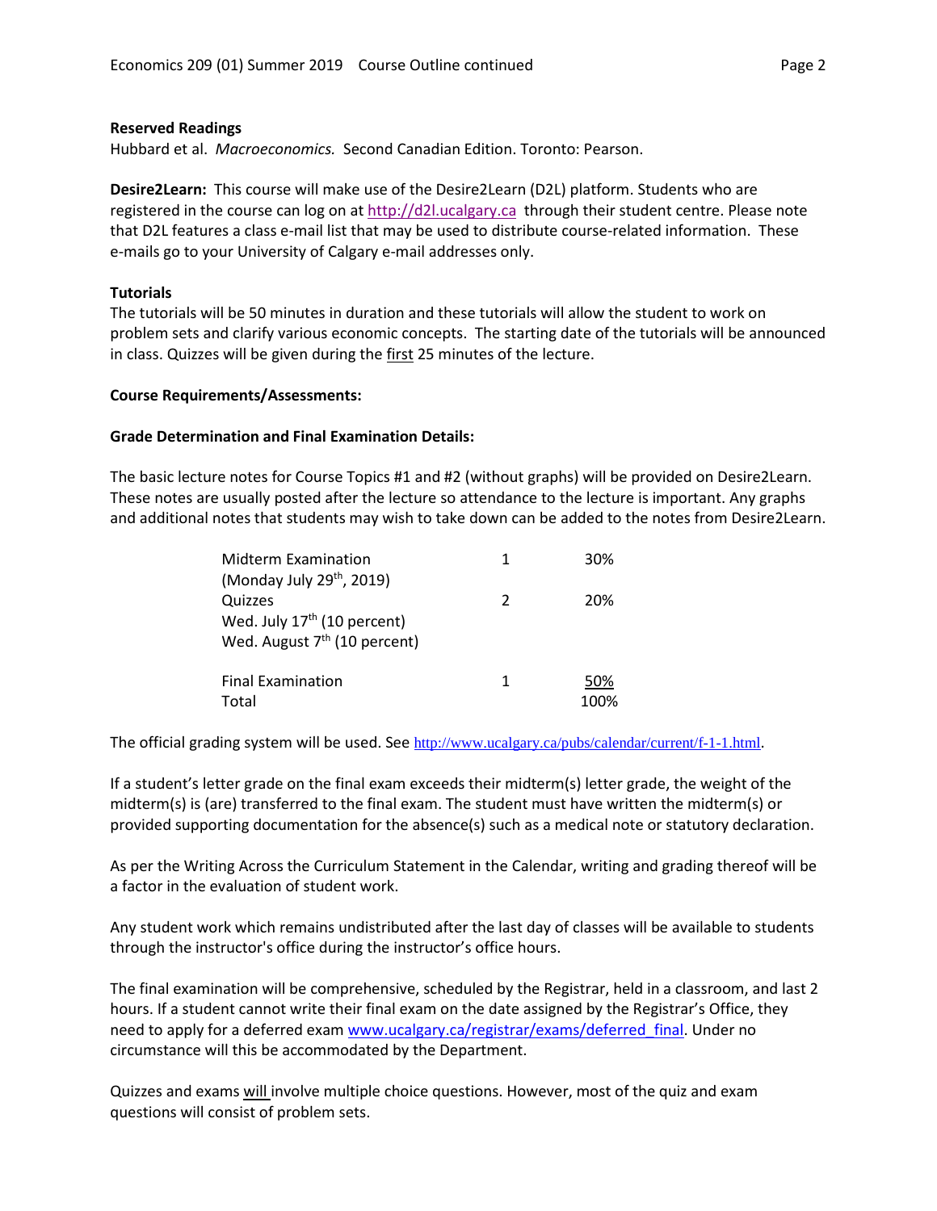**Reserved Readings**

Hubbard et al. *Macroeconomics.* Second Canadian Edition. Toronto: Pearson.

**Desire2Learn:** This course will make use of the Desire2Learn (D2L) platform. Students who are registered in the course can log on at http://d2l.ucalgary.ca through their student centre. Please note that D2L features a class e-mail list that may be used to distribute course-related information. These e-mails go to your University of Calgary e-mail addresses only.

**Tutorials**

The tutorials will be 50 minutes in duration and these tutorials will allow the student to work on problem sets and clarify various economic concepts. The starting date of the tutorials will be announced in class. Quizzes will be given during the first 25 minutes of the lecture.

**Course Requirements/Assessments:**

**Grade Determination and Final Examination Details:**

The basic lecture notes for Course Topics #1 and #2 (without graphs) will be provided on Desire2Learn. These notes are usually posted after the lecture so attendance to the lecture is important. Any graphs and additional notes that students may wish to take down can be added to the notes from Desire2Learn.

| | | |
|---|---|---|
| Midterm Examination (Monday July 29th, 2019) | 1 | 30% |
| Quizzes<br>Wed. July 17th (10 percent)<br>Wed. August 7th (10 percent) | 2 | 20% |
| Final Examination | 1 | 50% |
| Total | | 100% |

The official grading system will be used. See http://www.ucalgary.ca/pubs/calendar/current/f-1-1.html.

If a student's letter grade on the final exam exceeds their midterm(s) letter grade, the weight of the midterm(s) is (are) transferred to the final exam. The student must have written the midterm(s) or provided supporting documentation for the absence(s) such as a medical note or statutory declaration.

As per the Writing Across the Curriculum Statement in the Calendar, writing and grading thereof will be a factor in the evaluation of student work.

Any student work which remains undistributed after the last day of classes will be available to students through the instructor's office during the instructor's office hours.

The final examination will be comprehensive, scheduled by the Registrar, held in a classroom, and last 2 hours. If a student cannot write their final exam on the date assigned by the Registrar's Office, they need to apply for a deferred exam www.ucalgary.ca/registrar/exams/deferred_final. Under no circumstance will this be accommodated by the Department.

Quizzes and exams will involve multiple choice questions. However, most of the quiz and exam questions will consist of problem sets.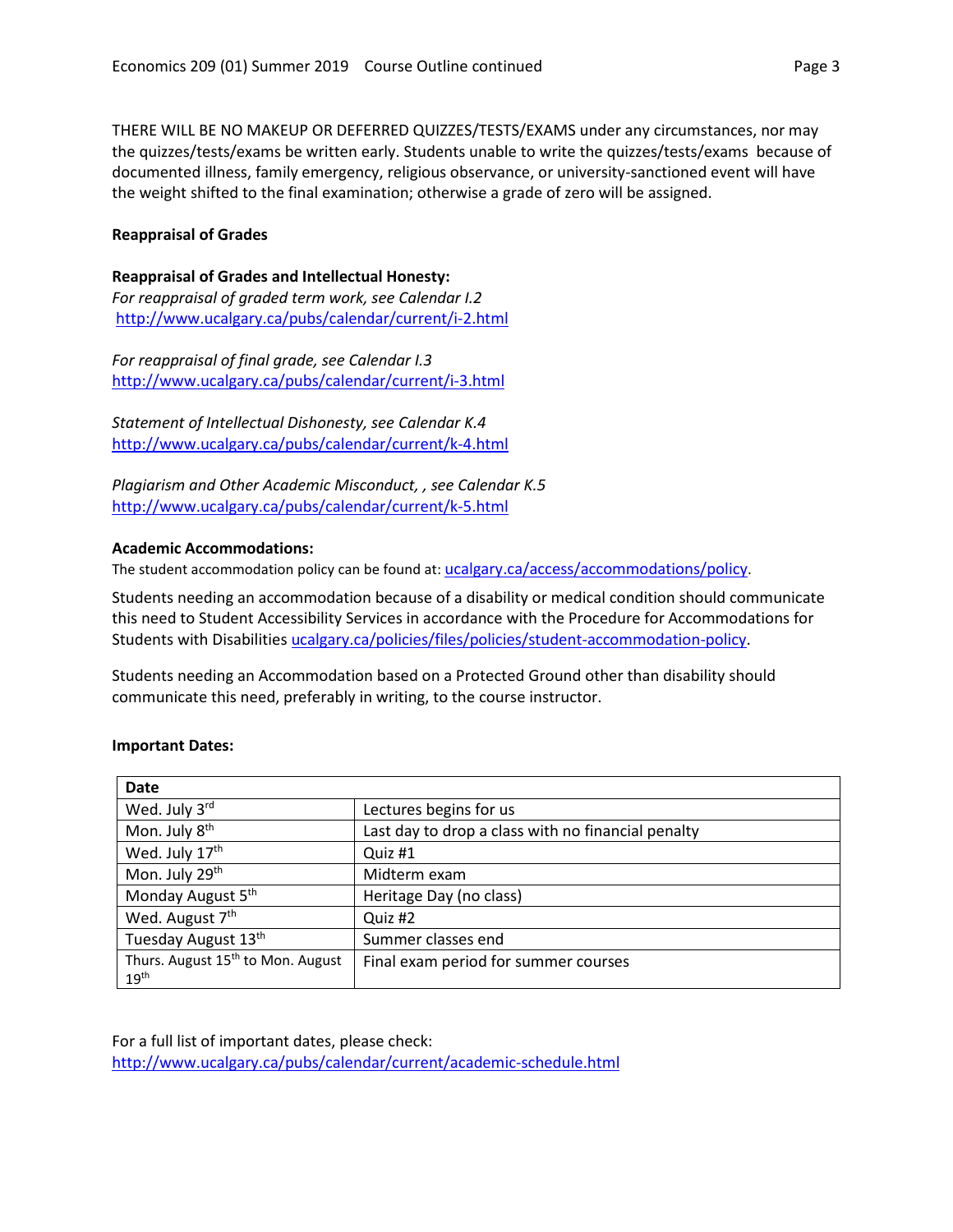THERE WILL BE NO MAKEUP OR DEFERRED QUIZZES/TESTS/EXAMS under any circumstances, nor may the quizzes/tests/exams be written early. Students unable to write the quizzes/tests/exams because of documented illness, family emergency, religious observance, or university-sanctioned event will have the weight shifted to the final examination; otherwise a grade of zero will be assigned.

**Reappraisal of Grades**

**Reappraisal of Grades and Intellectual Honesty:**
*For reappraisal of graded term work, see Calendar I.2*
http://www.ucalgary.ca/pubs/calendar/current/i-2.html

*For reappraisal of final grade, see Calendar I.3*
http://www.ucalgary.ca/pubs/calendar/current/i-3.html

*Statement of Intellectual Dishonesty, see Calendar K.4*
http://www.ucalgary.ca/pubs/calendar/current/k-4.html

*Plagiarism and Other Academic Misconduct, , see Calendar K.5*
http://www.ucalgary.ca/pubs/calendar/current/k-5.html

**Academic Accommodations:**
The student accommodation policy can be found at: ucalgary.ca/access/accommodations/policy.

Students needing an accommodation because of a disability or medical condition should communicate this need to Student Accessibility Services in accordance with the Procedure for Accommodations for Students with Disabilities ucalgary.ca/policies/files/policies/student-accommodation-policy.

Students needing an Accommodation based on a Protected Ground other than disability should communicate this need, preferably in writing, to the course instructor.

**Important Dates:**

| Date | |
|---|---|
| Wed. July 3rd | Lectures begins for us |
| Mon. July 8th | Last day to drop a class with no financial penalty |
| Wed. July 17th | Quiz #1 |
| Mon. July 29th | Midterm exam |
| Monday August 5th | Heritage Day (no class) |
| Wed. August 7th | Quiz #2 |
| Tuesday August 13th | Summer classes end |
| Thurs. August 15th to Mon. August 19th | Final exam period for summer courses |

For a full list of important dates, please check:
http://www.ucalgary.ca/pubs/calendar/current/academic-schedule.html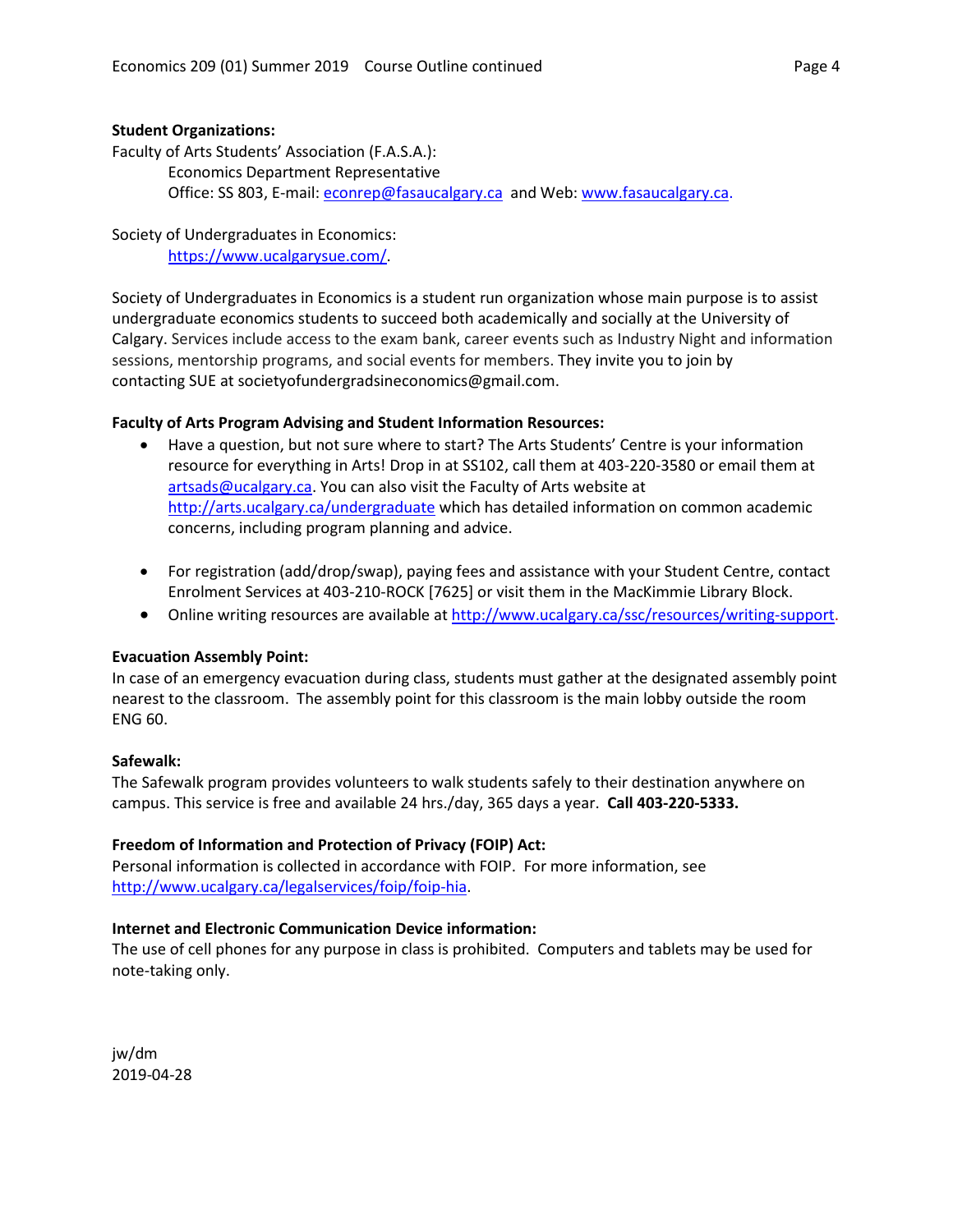**Student Organizations:**

Faculty of Arts Students' Association (F.A.S.A.):

Economics Department Representative

Office: SS 803, E-mail: econrep@fasaucalgary.ca and Web: www.fasaucalgary.ca.

Society of Undergraduates in Economics:

https://www.ucalgarysue.com/.

Society of Undergraduates in Economics is a student run organization whose main purpose is to assist undergraduate economics students to succeed both academically and socially at the University of Calgary. Services include access to the exam bank, career events such as Industry Night and information sessions, mentorship programs, and social events for members. They invite you to join by contacting SUE at societyofundergradsineconomics@gmail.com.

**Faculty of Arts Program Advising and Student Information Resources:**

- Have a question, but not sure where to start? The Arts Students' Centre is your information resource for everything in Arts! Drop in at SS102, call them at 403-220-3580 or email them at artsads@ucalgary.ca. You can also visit the Faculty of Arts website at http://arts.ucalgary.ca/undergraduate which has detailed information on common academic concerns, including program planning and advice.
- For registration (add/drop/swap), paying fees and assistance with your Student Centre, contact Enrolment Services at 403-210-ROCK [7625] or visit them in the MacKimmie Library Block.
- Online writing resources are available at http://www.ucalgary.ca/ssc/resources/writing-support.

**Evacuation Assembly Point:**

In case of an emergency evacuation during class, students must gather at the designated assembly point nearest to the classroom. The assembly point for this classroom is the main lobby outside the room ENG 60.

**Safewalk:**

The Safewalk program provides volunteers to walk students safely to their destination anywhere on campus. This service is free and available 24 hrs./day, 365 days a year. **Call 403-220-5333.**

**Freedom of Information and Protection of Privacy (FOIP) Act:**

Personal information is collected in accordance with FOIP. For more information, see http://www.ucalgary.ca/legalservices/foip/foip-hia.

**Internet and Electronic Communication Device information:**

The use of cell phones for any purpose in class is prohibited. Computers and tablets may be used for note-taking only.

jw/dm

2019-04-28